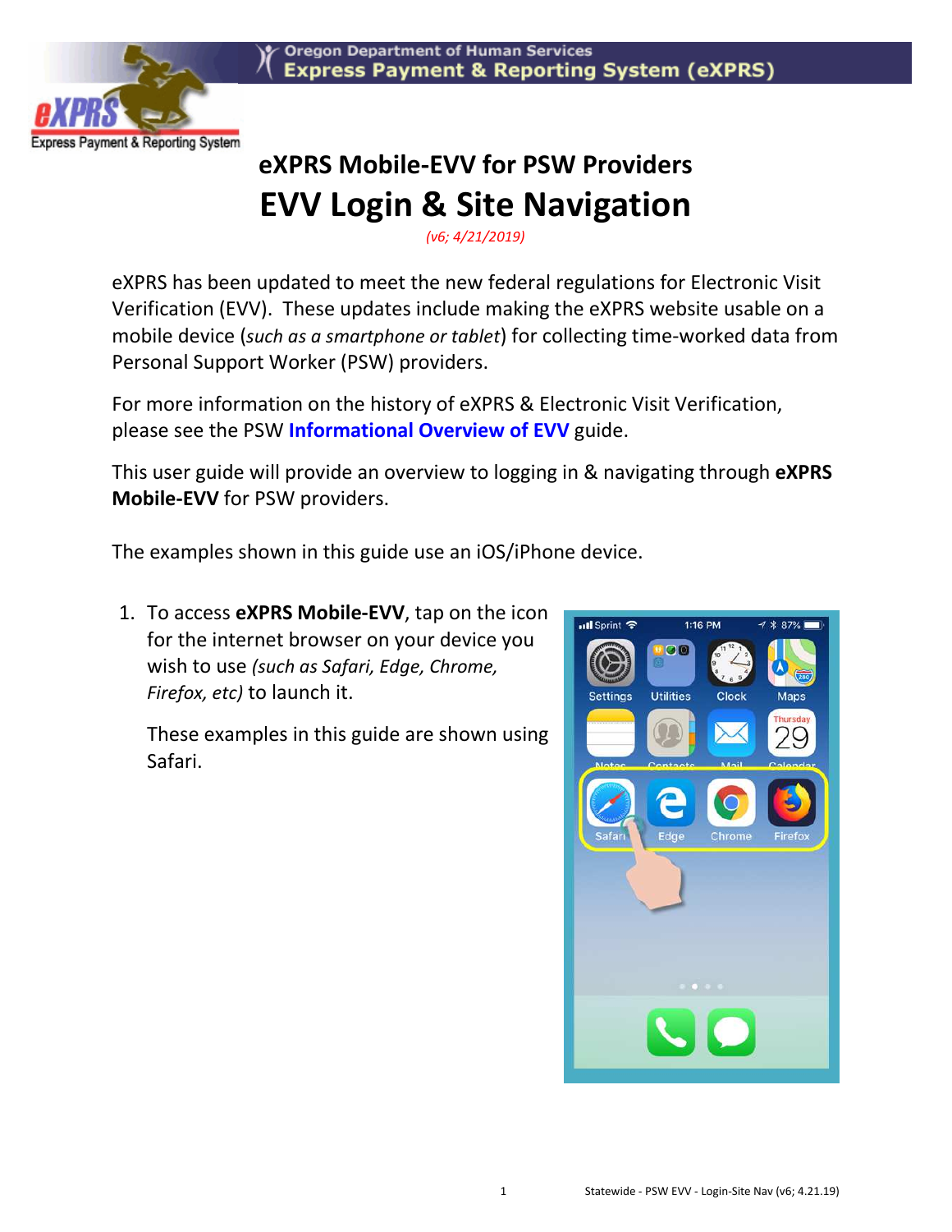# eXPRS Mobile-EVV for PSW Providers

# EVV Login & Site Navigation

*(v6; 4/21/2019)*

eXPRS has been updated to meet the new federal regulations for Electronic Visit Verification (EVV). These updates include making the eXPRS website usable on a mobile device (*such as a smartphone or tablet*) for collecting time-worked data from Personal Support Worker (PSW) providers.

For more information on the history of eXPRS & Electronic Visit Verification, please see the PSW **Informational Overview of EVV** guide.

This user guide will provide an overview to logging in & navigating through **eXPRS Mobile-EVV** for PSW providers.

The examples shown in this guide use an iOS/iPhone device.

1. To access **eXPRS Mobile-EVV**, tap on the icon for the internet browser on your device you wish to use *(such as Safari, Edge, Chrome, Firefox, etc)* to launch it.

   These examples in this guide are shown using Safari.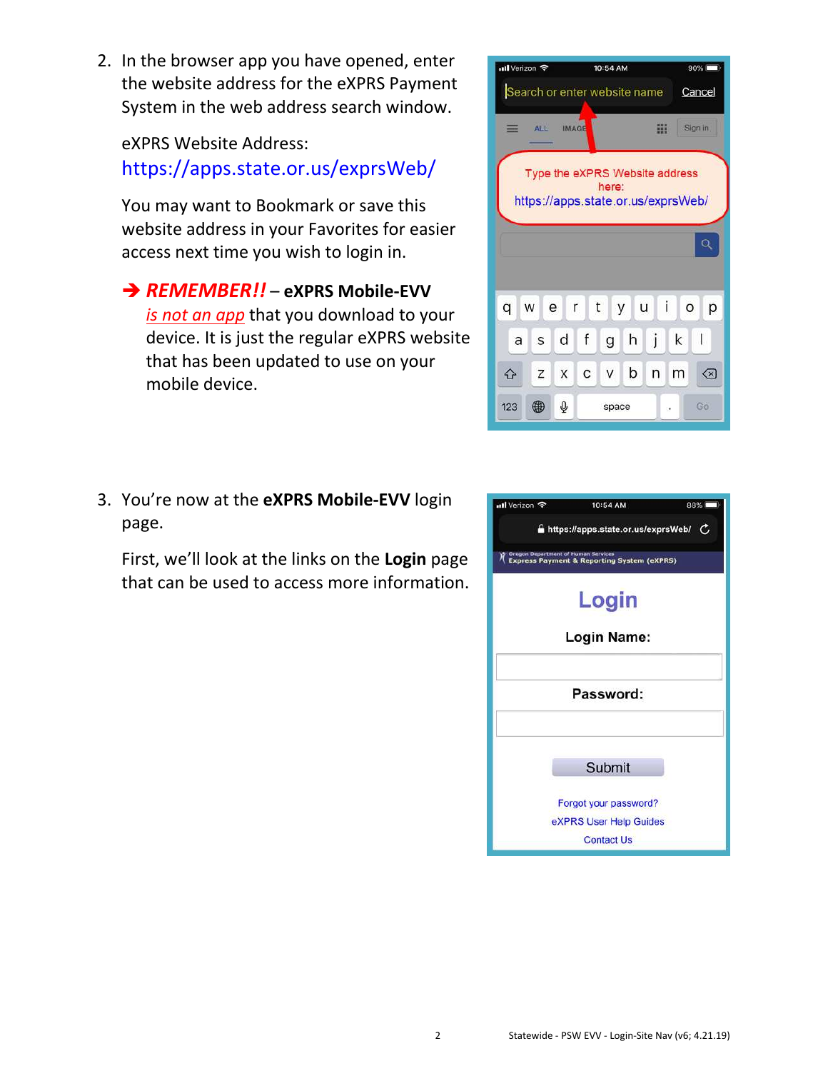2. In the browser app you have opened, enter the website address for the eXPRS Payment System in the web address search window.

   eXPRS Website Address:
   https://apps.state.or.us/exprsWeb/

   You may want to Bookmark or save this website address in your Favorites for easier access next time you wish to login in.

   ➔ ***REMEMBER!!*** – **eXPRS Mobile-EVV** *is not an app* that you download to your device. It is just the regular eXPRS website that has been updated to use on your mobile device.

3. You're now at the **eXPRS Mobile-EVV** login page.

   First, we'll look at the links on the **Login** page that can be used to access more information.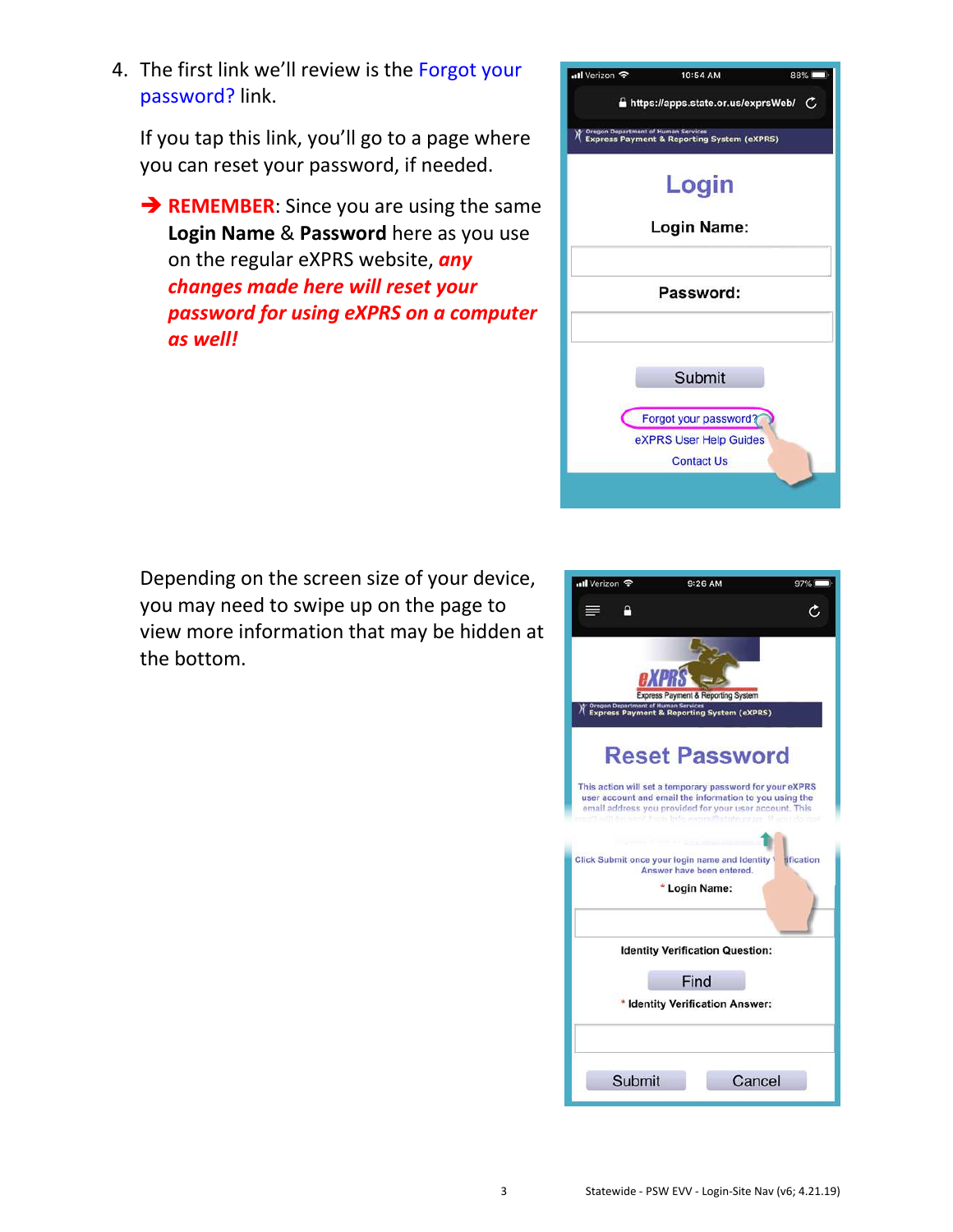4. The first link we'll review is the Forgot your password? link.

   If you tap this link, you'll go to a page where you can reset your password, if needed.

   ➔ **REMEMBER**: Since you are using the same **Login Name** & **Password** here as you use on the regular eXPRS website, ***any changes made here will reset your password for using eXPRS on a computer as well!***

   Depending on the screen size of your device, you may need to swipe up on the page to view more information that may be hidden at the bottom.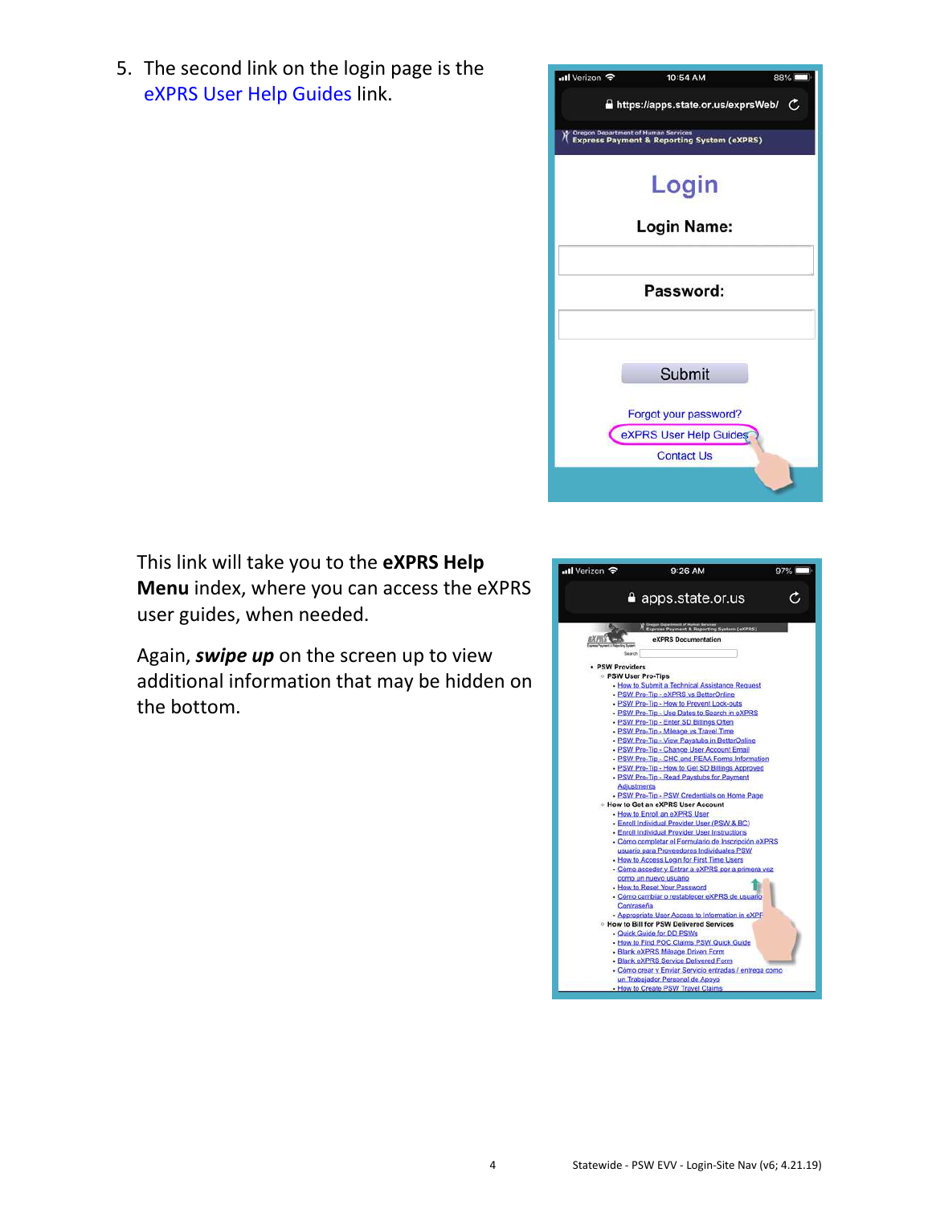5. The second link on the login page is the eXPRS User Help Guides link.

This link will take you to the **eXPRS Help Menu** index, where you can access the eXPRS user guides, when needed.

Again, ***swipe up*** on the screen up to view additional information that may be hidden on the bottom.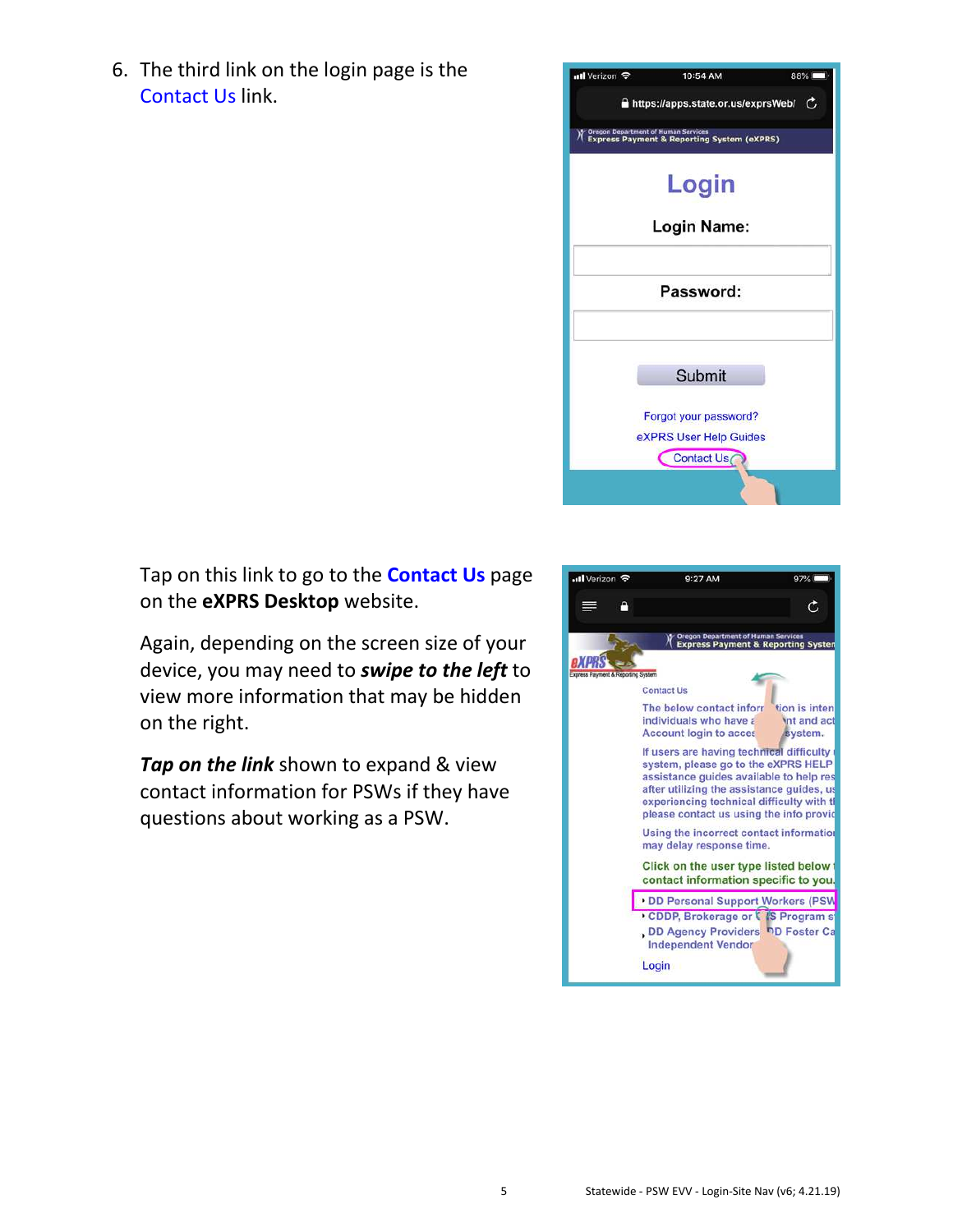6. The third link on the login page is the Contact Us link.

Tap on this link to go to the **Contact Us** page on the **eXPRS Desktop** website.

Again, depending on the screen size of your device, you may need to ***swipe to the left*** to view more information that may be hidden on the right.

***Tap on the link*** shown to expand & view contact information for PSWs if they have questions about working as a PSW.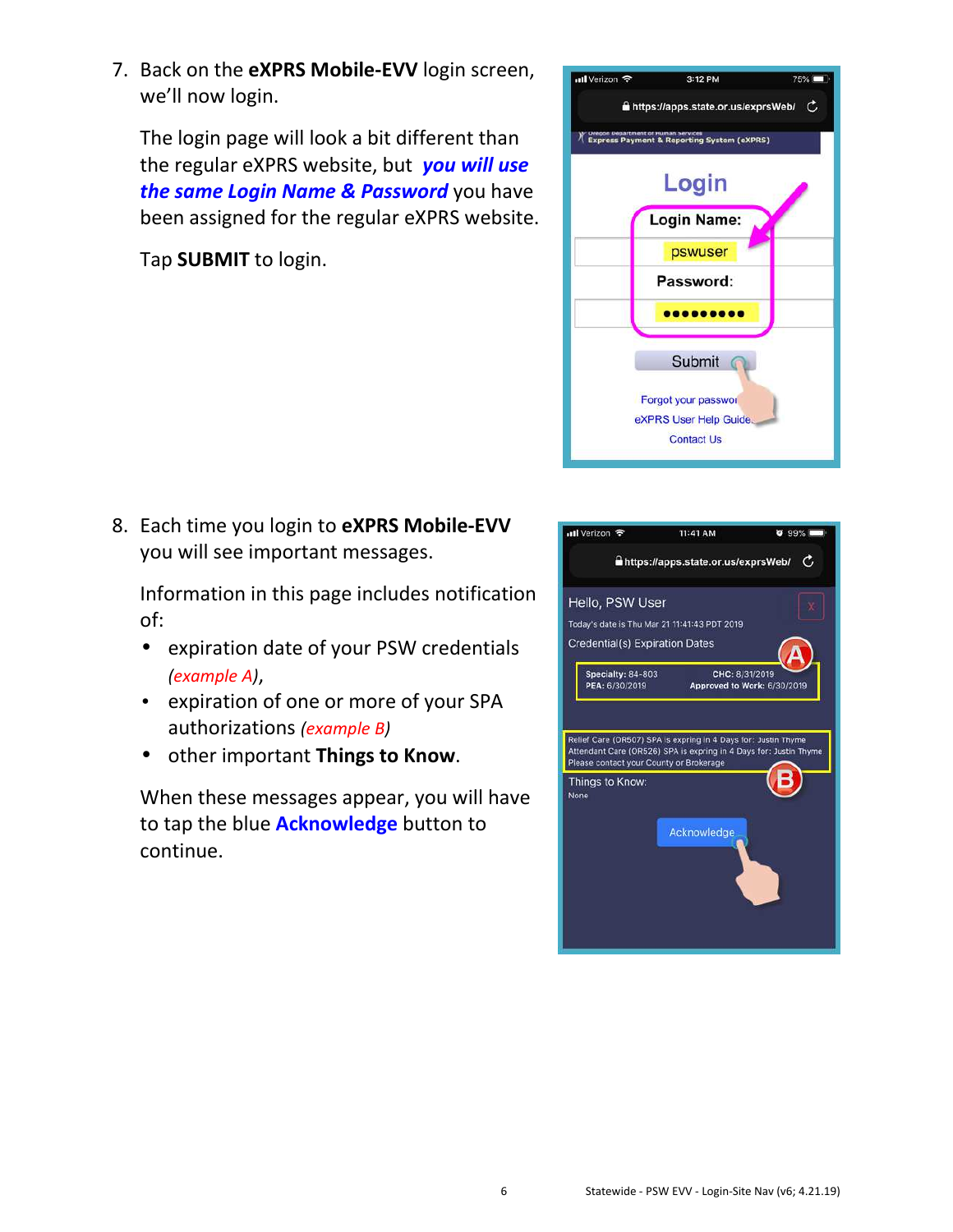7. Back on the **eXPRS Mobile-EVV** login screen, we'll now login.

   The login page will look a bit different than the regular eXPRS website, but ***you will use the same Login Name & Password*** you have been assigned for the regular eXPRS website.

   Tap **SUBMIT** to login.

8. Each time you login to **eXPRS Mobile-EVV** you will see important messages.

   Information in this page includes notification of:

   - expiration date of your PSW credentials *(example A)*,
   - expiration of one or more of your SPA authorizations *(example B)*
   - other important **Things to Know**.

   When these messages appear, you will have to tap the blue **Acknowledge** button to continue.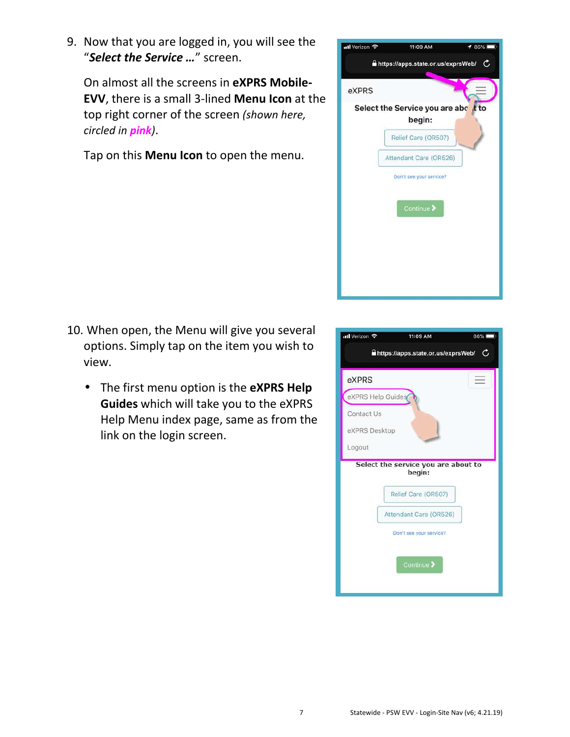9. Now that you are logged in, you will see the "***Select the Service …***" screen.

   On almost all the screens in **eXPRS Mobile-EVV**, there is a small 3-lined **Menu Icon** at the top right corner of the screen *(shown here, circled in **pink**)*.

   Tap on this **Menu Icon** to open the menu.

10. When open, the Menu will give you several options. Simply tap on the item you wish to view.

    - The first menu option is the **eXPRS Help Guides** which will take you to the eXPRS Help Menu index page, same as from the link on the login screen.

Statewide - PSW EVV - Login-Site Nav (v6; 4.21.19)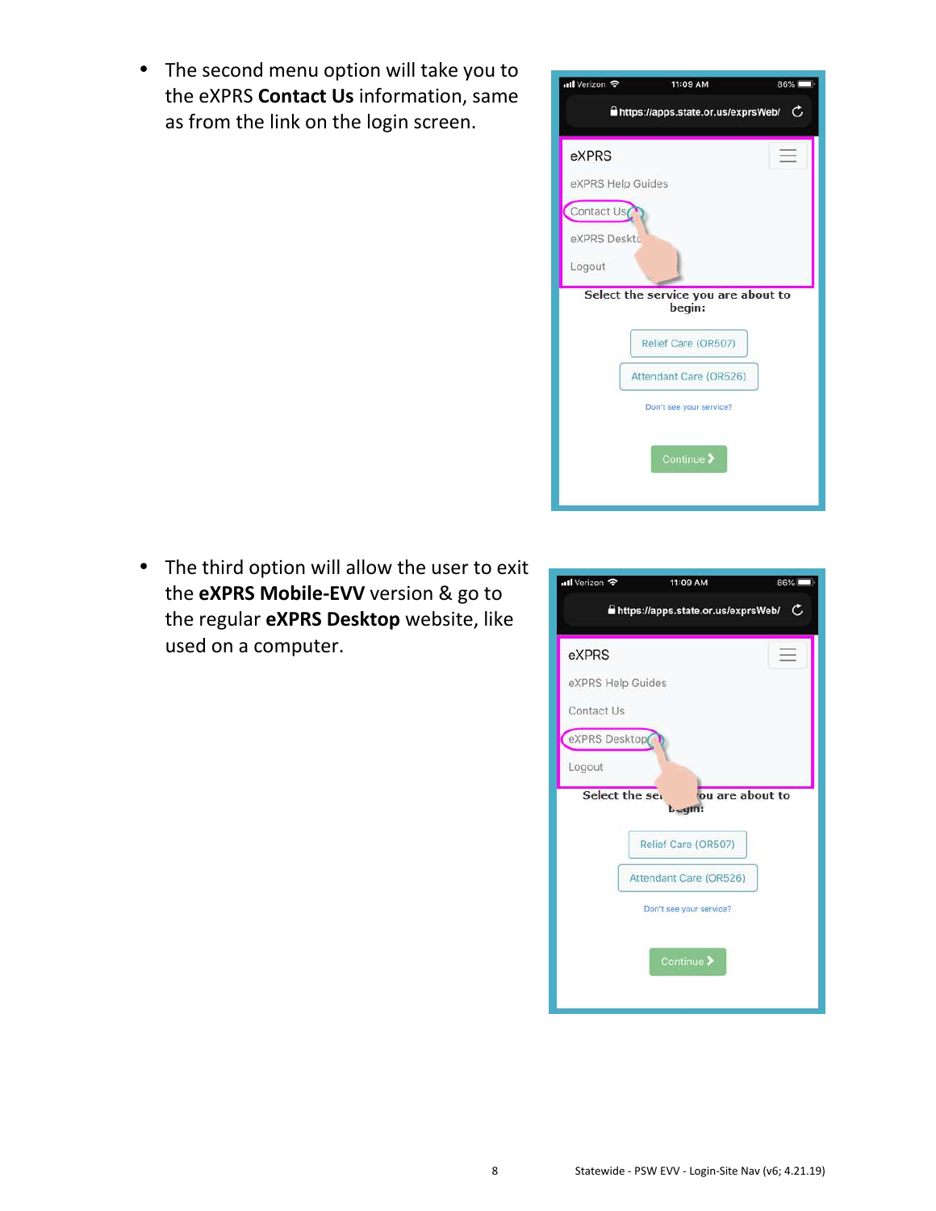- The second menu option will take you to the eXPRS **Contact Us** information, same as from the link on the login screen.

- The third option will allow the user to exit the **eXPRS Mobile-EVV** version & go to the regular **eXPRS Desktop** website, like used on a computer.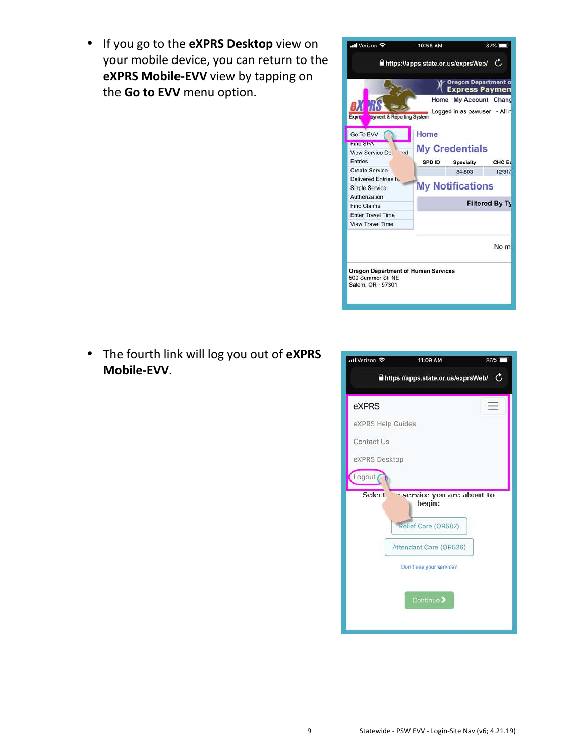- If you go to the **eXPRS Desktop** view on your mobile device, you can return to the **eXPRS Mobile-EVV** view by tapping on the **Go to EVV** menu option.

- The fourth link will log you out of **eXPRS Mobile-EVV**.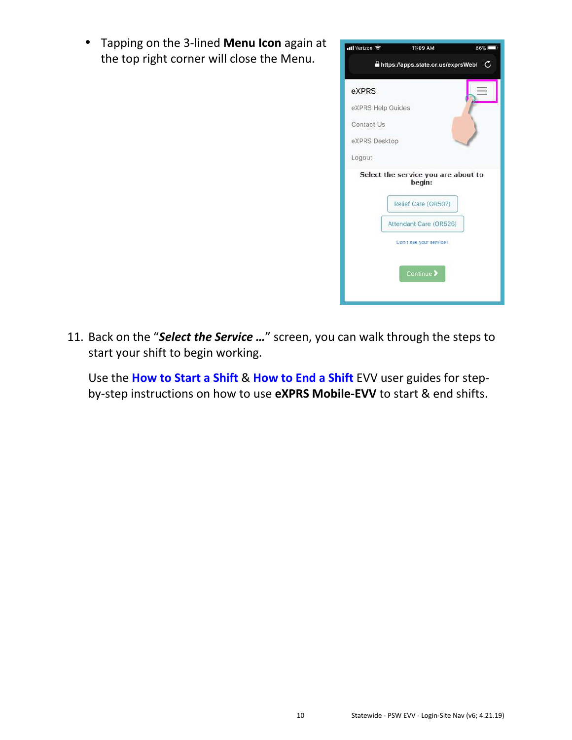- Tapping on the 3-lined **Menu Icon** again at the top right corner will close the Menu.

11. Back on the "***Select the Service …***" screen, you can walk through the steps to start your shift to begin working.

    Use the **How to Start a Shift** & **How to End a Shift** EVV user guides for step-by-step instructions on how to use **eXPRS Mobile-EVV** to start & end shifts.